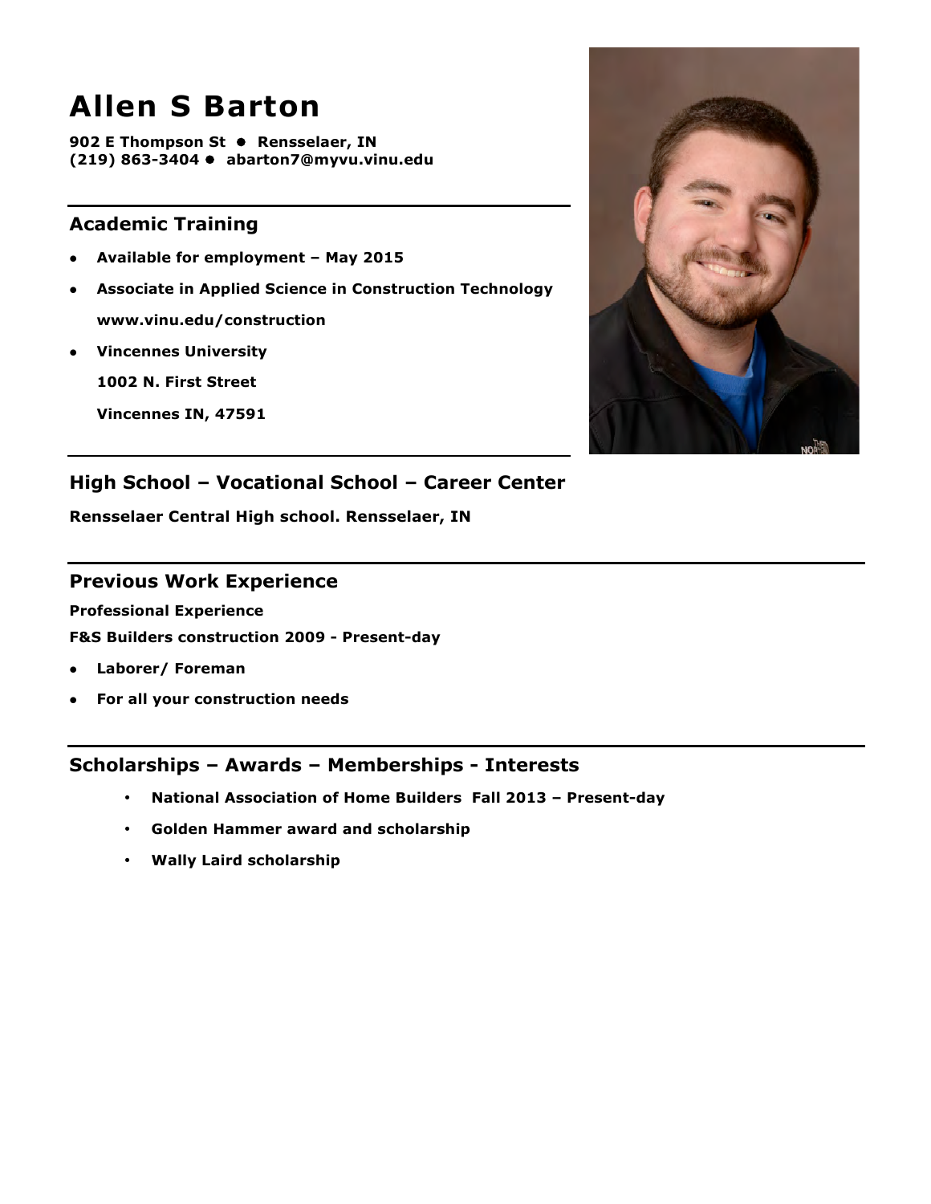# Allen S Barton

**902 E Thompson St • Rensselaer, IN**
**(219) 863-3404 • abarton7@myvu.vinu.edu**

---

## Academic Training

- **Available for employment – May 2015**
- **Associate in Applied Science in Construction Technology**
  **www.vinu.edu/construction**
- **Vincennes University**
  **1002 N. First Street**
  **Vincennes IN, 47591**

---

## High School – Vocational School – Career Center

**Rensselaer Central High school. Rensselaer, IN**

---

## Previous Work Experience

**Professional Experience**

**F&S Builders construction 2009 - Present-day**

- **Laborer/ Foreman**
- **For all your construction needs**

---

## Scholarships – Awards – Memberships - Interests

- **National Association of Home Builders Fall 2013 – Present-day**
- **Golden Hammer award and scholarship**
- **Wally Laird scholarship**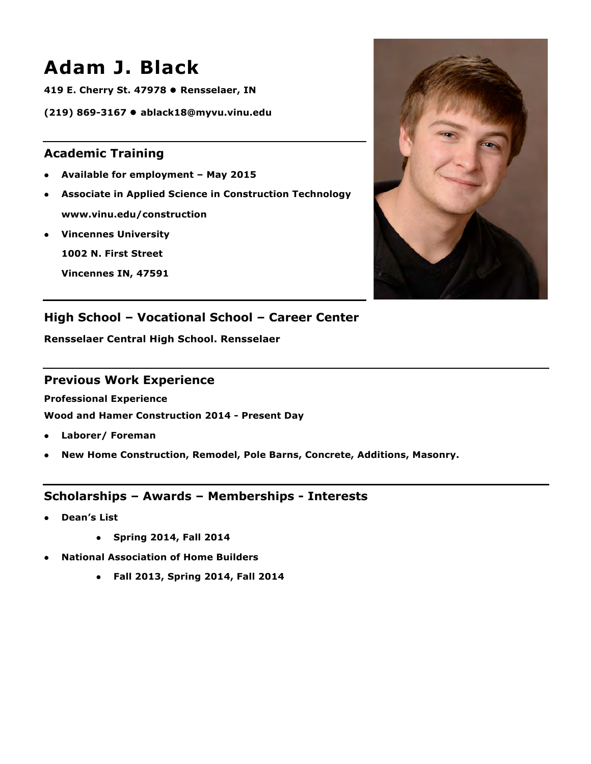# Adam J. Black

**419 E. Cherry St. 47978 ● Rensselaer, IN**

**(219) 869-3167 ● ablack18@myvu.vinu.edu**

## Academic Training

- **Available for employment – May 2015**
- **Associate in Applied Science in Construction Technology**
  **www.vinu.edu/construction**
- **Vincennes University**
  **1002 N. First Street**
  **Vincennes IN, 47591**

## High School – Vocational School – Career Center

**Rensselaer Central High School. Rensselaer**

## Previous Work Experience

**Professional Experience**

**Wood and Hamer Construction 2014 - Present Day**

- **Laborer/ Foreman**
- **New Home Construction, Remodel, Pole Barns, Concrete, Additions, Masonry.**

## Scholarships – Awards – Memberships - Interests

- **Dean's List**
  - **Spring 2014, Fall 2014**
- **National Association of Home Builders**
  - **Fall 2013, Spring 2014, Fall 2014**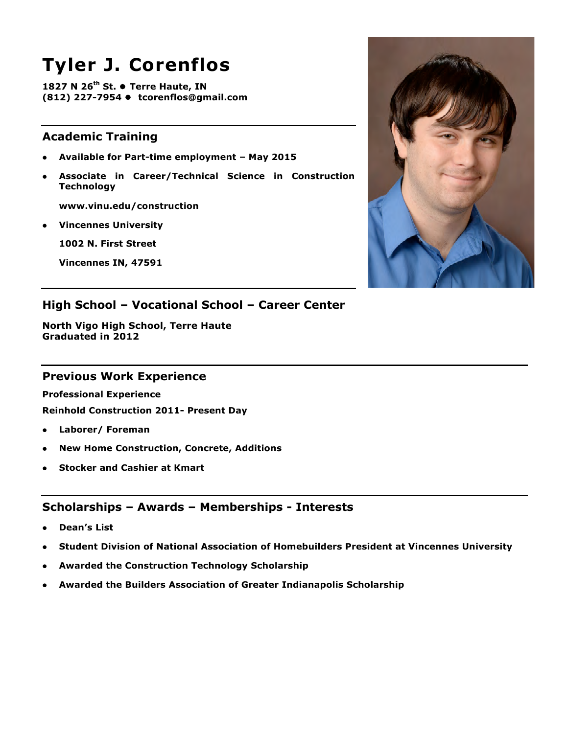# Tyler J. Corenflos

**1827 N 26th St. ● Terre Haute, IN**
**(812) 227-7954 ● tcorenflos@gmail.com**

## Academic Training

- **Available for Part-time employment – May 2015**
- **Associate in Career/Technical Science in Construction Technology**

  **www.vinu.edu/construction**

- **Vincennes University**

  **1002 N. First Street**

  **Vincennes IN, 47591**

## High School – Vocational School – Career Center

**North Vigo High School, Terre Haute**
**Graduated in 2012**

## Previous Work Experience

**Professional Experience**

**Reinhold Construction 2011- Present Day**

- **Laborer/ Foreman**
- **New Home Construction, Concrete, Additions**
- **Stocker and Cashier at Kmart**

## Scholarships – Awards – Memberships - Interests

- **Dean's List**
- **Student Division of National Association of Homebuilders President at Vincennes University**
- **Awarded the Construction Technology Scholarship**
- **Awarded the Builders Association of Greater Indianapolis Scholarship**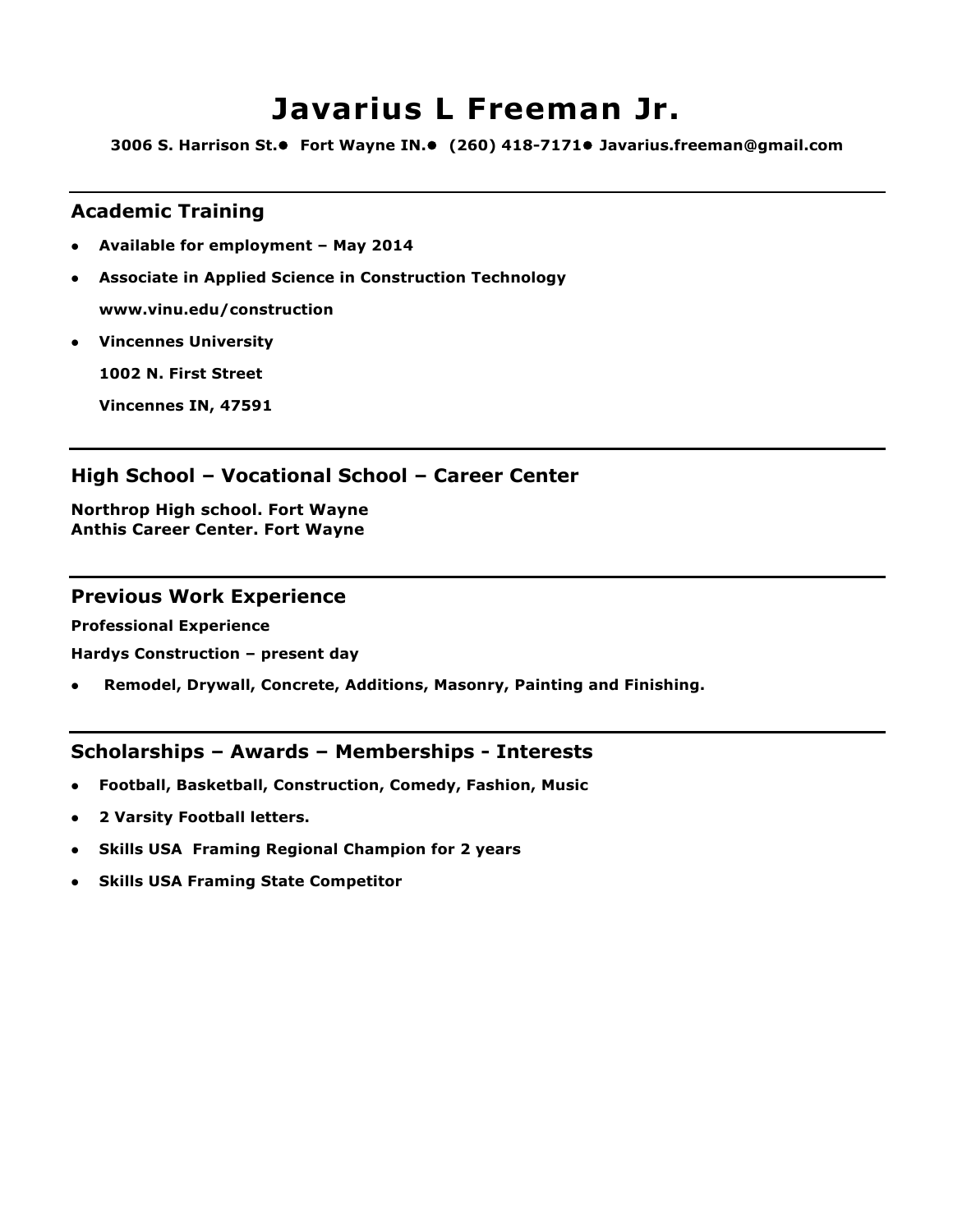# Javarius L Freeman Jr.

**3006 S. Harrison St.● Fort Wayne IN.● (260) 418-7171● Javarius.freeman@gmail.com**

## Academic Training

- **Available for employment – May 2014**
- **Associate in Applied Science in Construction Technology**

  **www.vinu.edu/construction**
- **Vincennes University**

  **1002 N. First Street**

  **Vincennes IN, 47591**

## High School – Vocational School – Career Center

**Northrop High school. Fort Wayne**
**Anthis Career Center. Fort Wayne**

## Previous Work Experience

**Professional Experience**

**Hardys Construction – present day**

- **Remodel, Drywall, Concrete, Additions, Masonry, Painting and Finishing.**

## Scholarships – Awards – Memberships - Interests

- **Football, Basketball, Construction, Comedy, Fashion, Music**
- **2 Varsity Football letters.**
- **Skills USA Framing Regional Champion for 2 years**
- **Skills USA Framing State Competitor**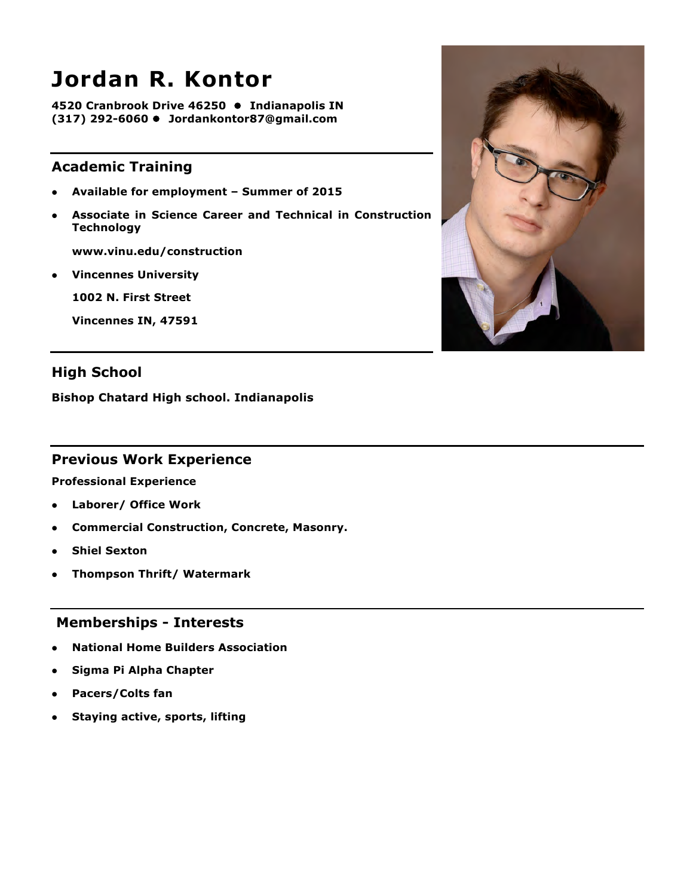# Jordan R. Kontor

**4520 Cranbrook Drive 46250 • Indianapolis IN**
**(317) 292-6060 • Jordankontor87@gmail.com**

## Academic Training

- **Available for employment – Summer of 2015**
- **Associate in Science Career and Technical in Construction Technology**

  **www.vinu.edu/construction**
- **Vincennes University**

  **1002 N. First Street**

  **Vincennes IN, 47591**

## High School

**Bishop Chatard High school. Indianapolis**

## Previous Work Experience

**Professional Experience**

- **Laborer/ Office Work**
- **Commercial Construction, Concrete, Masonry.**
- **Shiel Sexton**
- **Thompson Thrift/ Watermark**

## Memberships - Interests

- **National Home Builders Association**
- **Sigma Pi Alpha Chapter**
- **Pacers/Colts fan**
- **Staying active, sports, lifting**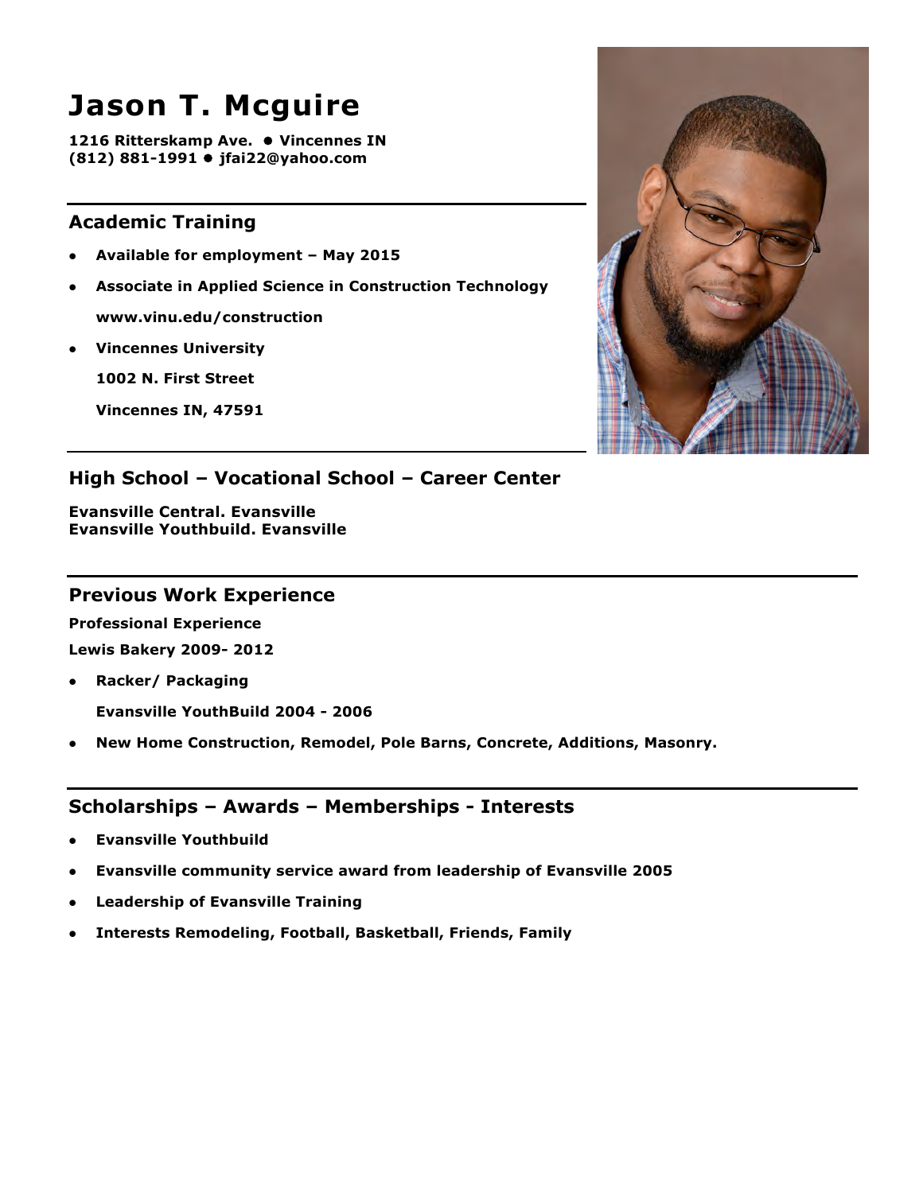# Jason T. Mcguire

**1216 Ritterskamp Ave. ● Vincennes IN**
**(812) 881-1991 ● jfai22@yahoo.com**

## Academic Training

- **Available for employment – May 2015**
- **Associate in Applied Science in Construction Technology**

  **www.vinu.edu/construction**
- **Vincennes University**

  **1002 N. First Street**

  **Vincennes IN, 47591**

## High School – Vocational School – Career Center

**Evansville Central. Evansville**
**Evansville Youthbuild. Evansville**

## Previous Work Experience

**Professional Experience**

**Lewis Bakery 2009- 2012**

- **Racker/ Packaging**

  **Evansville YouthBuild 2004 - 2006**
- **New Home Construction, Remodel, Pole Barns, Concrete, Additions, Masonry.**

## Scholarships – Awards – Memberships - Interests

- **Evansville Youthbuild**
- **Evansville community service award from leadership of Evansville 2005**
- **Leadership of Evansville Training**
- **Interests Remodeling, Football, Basketball, Friends, Family**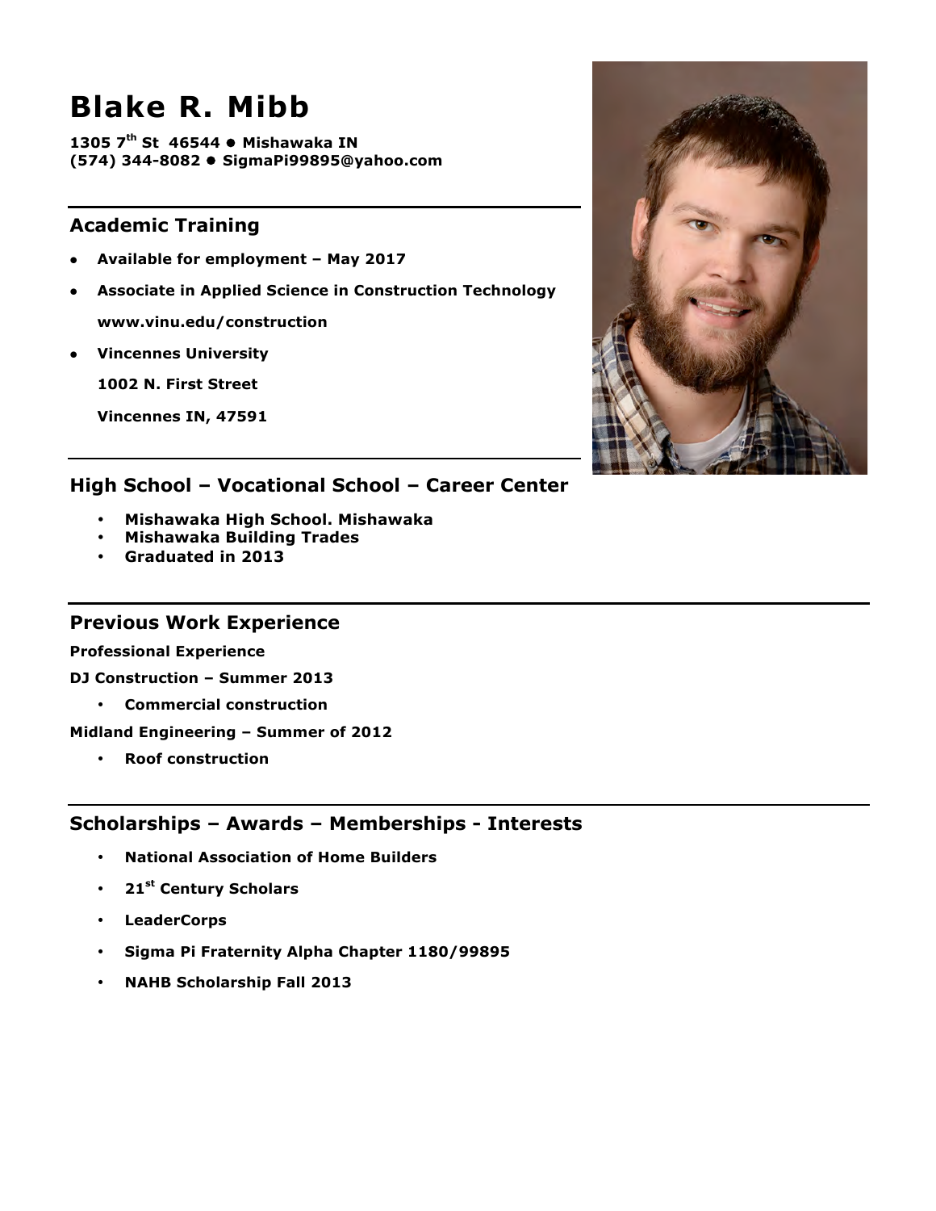# Blake R. Mibb

**1305 7th St 46544 • Mishawaka IN**
**(574) 344-8082 • SigmaPi99895@yahoo.com**

## Academic Training

- **Available for employment – May 2017**
- **Associate in Applied Science in Construction Technology**

  **www.vinu.edu/construction**
- **Vincennes University**

  **1002 N. First Street**

  **Vincennes IN, 47591**

## High School – Vocational School – Career Center

- **Mishawaka High School. Mishawaka**
- **Mishawaka Building Trades**
- **Graduated in 2013**

## Previous Work Experience

**Professional Experience**

**DJ Construction – Summer 2013**

- **Commercial construction**

**Midland Engineering – Summer of 2012**

- **Roof construction**

## Scholarships – Awards – Memberships - Interests

- **National Association of Home Builders**
- **21st Century Scholars**
- **LeaderCorps**
- **Sigma Pi Fraternity Alpha Chapter 1180/99895**
- **NAHB Scholarship Fall 2013**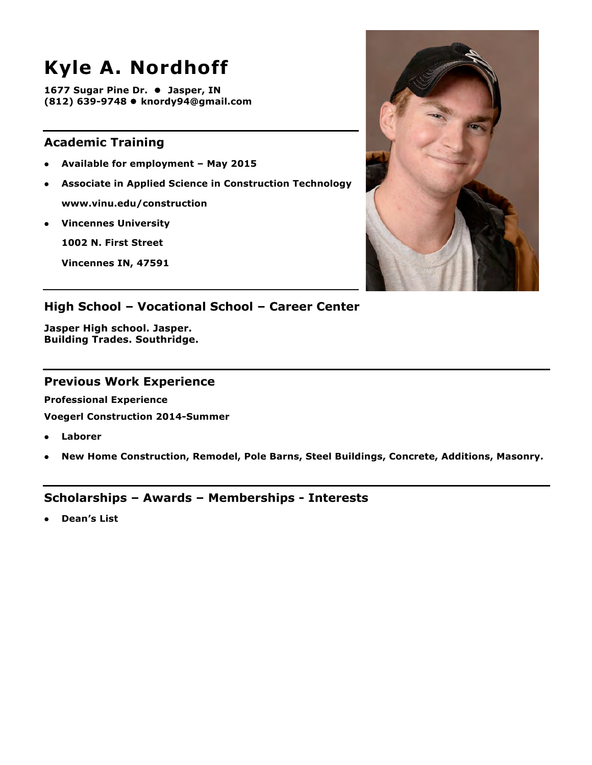# Kyle A. Nordhoff

**1677 Sugar Pine Dr. • Jasper, IN**
**(812) 639-9748 • knordy94@gmail.com**

## Academic Training

- **Available for employment – May 2015**
- **Associate in Applied Science in Construction Technology**

  **www.vinu.edu/construction**
- **Vincennes University**

  **1002 N. First Street**

  **Vincennes IN, 47591**

## High School – Vocational School – Career Center

**Jasper High school. Jasper.**
**Building Trades. Southridge.**

## Previous Work Experience

**Professional Experience**

**Voegerl Construction 2014-Summer**

- **Laborer**
- **New Home Construction, Remodel, Pole Barns, Steel Buildings, Concrete, Additions, Masonry.**

## Scholarships – Awards – Memberships - Interests

- **Dean's List**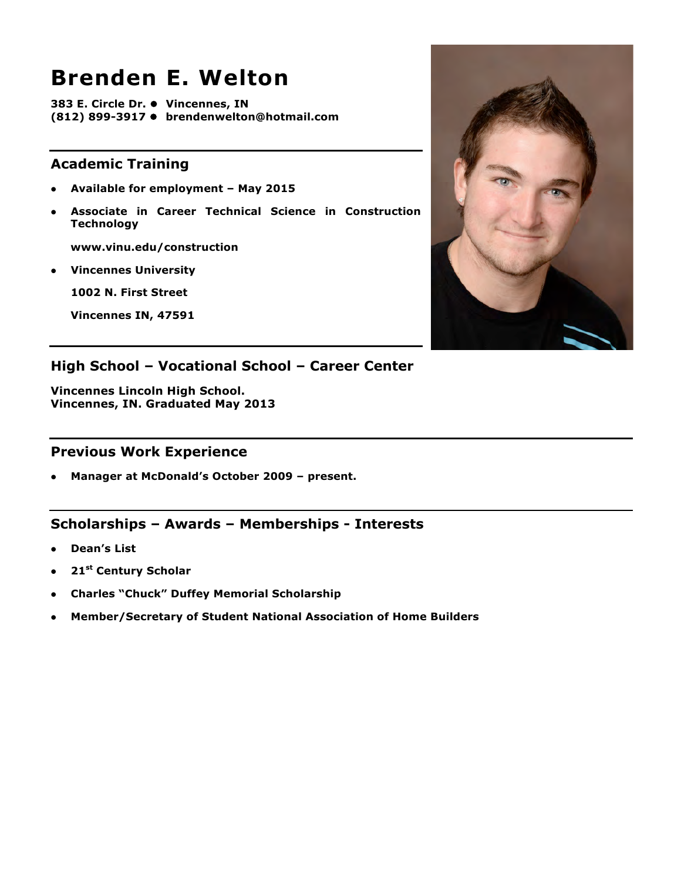# Brenden E. Welton

**383 E. Circle Dr. ● Vincennes, IN**
**(812) 899-3917 ● brendenwelton@hotmail.com**

## Academic Training

- **Available for employment – May 2015**
- **Associate in Career Technical Science in Construction Technology**

  **www.vinu.edu/construction**
- **Vincennes University**

  **1002 N. First Street**

  **Vincennes IN, 47591**

## High School – Vocational School – Career Center

**Vincennes Lincoln High School.**
**Vincennes, IN. Graduated May 2013**

## Previous Work Experience

- **Manager at McDonald's October 2009 – present.**

## Scholarships – Awards – Memberships - Interests

- **Dean's List**
- **21st Century Scholar**
- **Charles "Chuck" Duffey Memorial Scholarship**
- **Member/Secretary of Student National Association of Home Builders**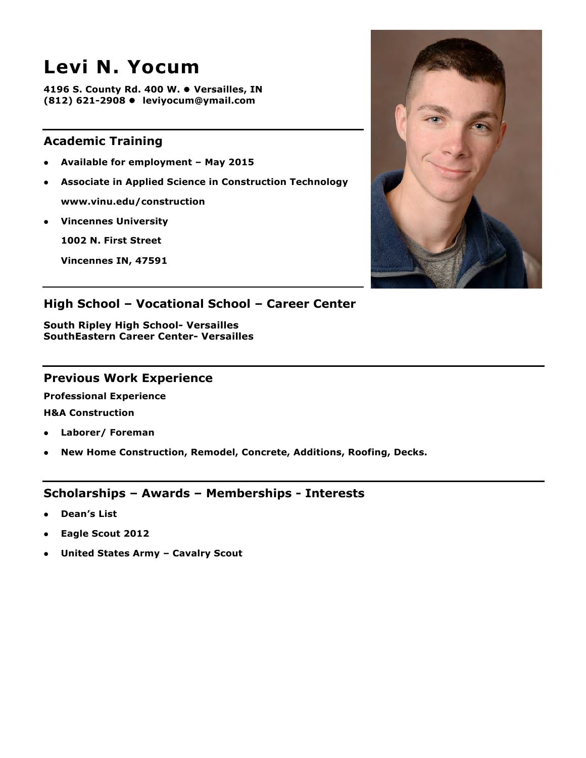# Levi N. Yocum

**4196 S. County Rd. 400 W. • Versailles, IN**
**(812) 621-2908 • leviyocum@ymail.com**

## Academic Training

- **Available for employment – May 2015**
- **Associate in Applied Science in Construction Technology**
  **www.vinu.edu/construction**
- **Vincennes University**
  **1002 N. First Street**
  **Vincennes IN, 47591**

## High School – Vocational School – Career Center

**South Ripley High School- Versailles**
**SouthEastern Career Center- Versailles**

## Previous Work Experience

**Professional Experience**

**H&A Construction**

- **Laborer/ Foreman**
- **New Home Construction, Remodel, Concrete, Additions, Roofing, Decks.**

## Scholarships – Awards – Memberships - Interests

- **Dean's List**
- **Eagle Scout 2012**
- **United States Army – Cavalry Scout**